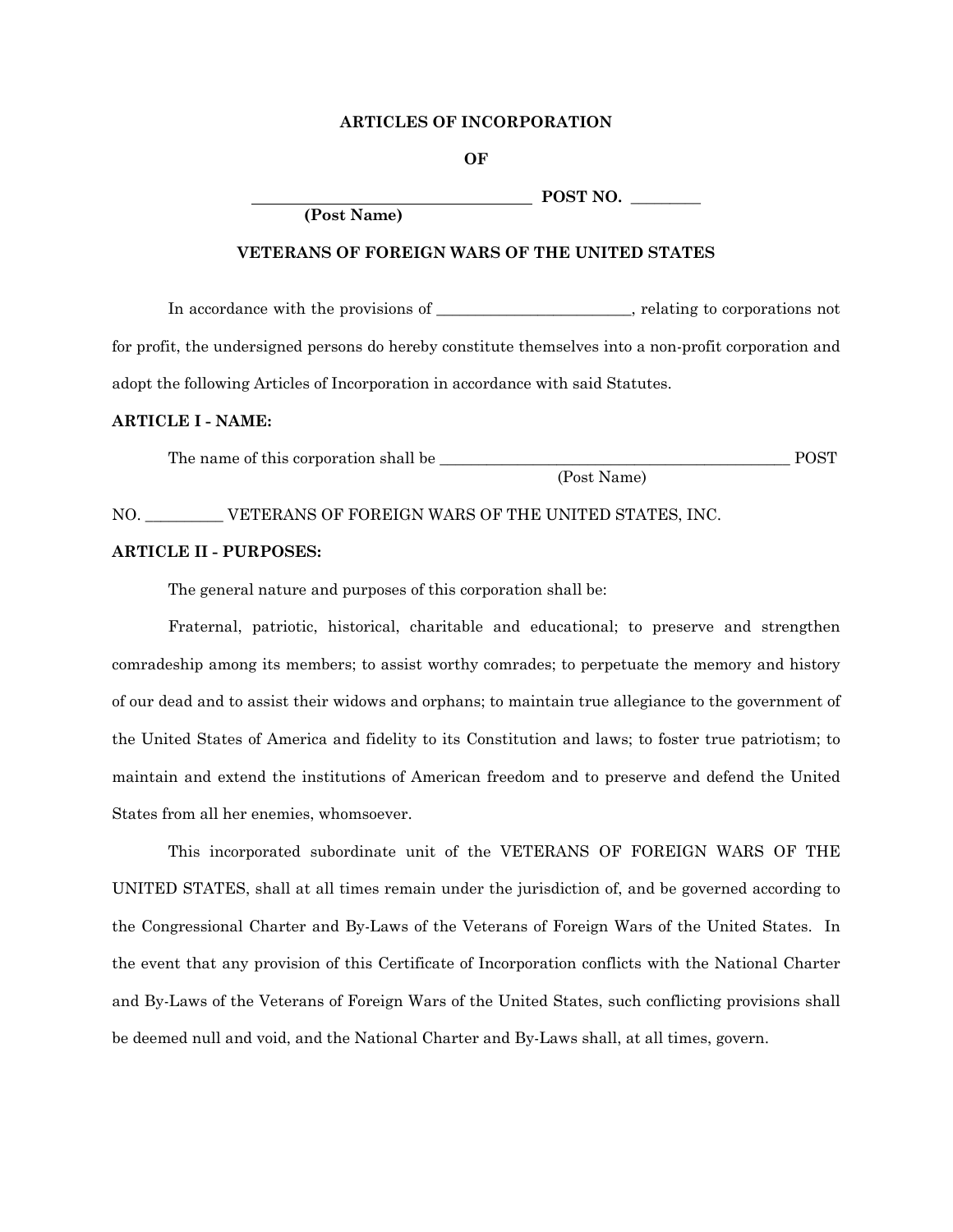**ARTICLES OF INCORPORATION**

**OF**

**\_\_\_\_\_\_\_\_\_\_\_\_\_\_\_\_\_\_\_\_\_\_\_\_\_\_\_\_\_\_\_\_\_\_\_ POST NO. \_\_\_\_\_\_\_\_\_**
**(Post Name)**

**VETERANS OF FOREIGN WARS OF THE UNITED STATES**

In accordance with the provisions of \_\_\_\_\_\_\_\_\_\_\_\_\_\_\_\_\_\_\_\_\_\_\_\_\_, relating to corporations not for profit, the undersigned persons do hereby constitute themselves into a non-profit corporation and adopt the following Articles of Incorporation in accordance with said Statutes.

**ARTICLE I - NAME:**

The name of this corporation shall be \_\_\_\_\_\_\_\_\_\_\_\_\_\_\_\_\_\_\_\_\_\_\_\_\_\_\_\_\_\_\_\_\_\_\_\_\_\_\_\_\_\_\_\_\_ POST
(Post Name)
NO. \_\_\_\_\_\_\_\_\_\_ VETERANS OF FOREIGN WARS OF THE UNITED STATES, INC.

**ARTICLE II - PURPOSES:**

The general nature and purposes of this corporation shall be:

Fraternal, patriotic, historical, charitable and educational; to preserve and strengthen comradeship among its members; to assist worthy comrades; to perpetuate the memory and history of our dead and to assist their widows and orphans; to maintain true allegiance to the government of the United States of America and fidelity to its Constitution and laws; to foster true patriotism; to maintain and extend the institutions of American freedom and to preserve and defend the United States from all her enemies, whomsoever.

This incorporated subordinate unit of the VETERANS OF FOREIGN WARS OF THE UNITED STATES, shall at all times remain under the jurisdiction of, and be governed according to the Congressional Charter and By-Laws of the Veterans of Foreign Wars of the United States. In the event that any provision of this Certificate of Incorporation conflicts with the National Charter and By-Laws of the Veterans of Foreign Wars of the United States, such conflicting provisions shall be deemed null and void, and the National Charter and By-Laws shall, at all times, govern.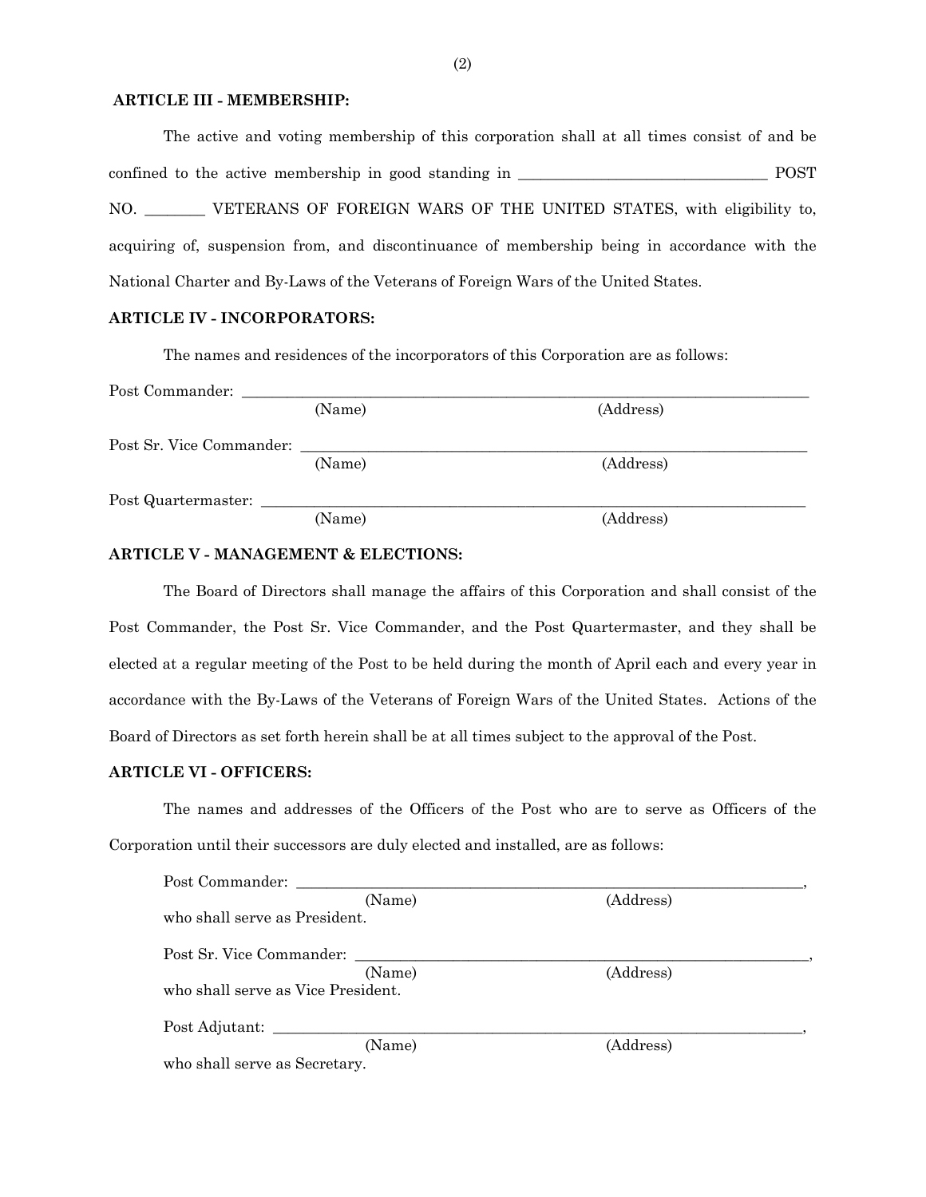**ARTICLE III - MEMBERSHIP:**

The active and voting membership of this corporation shall at all times consist of and be confined to the active membership in good standing in \_\_\_\_\_\_\_\_\_\_\_\_\_\_\_\_\_\_\_\_\_\_\_\_\_\_\_\_\_\_\_\_\_ POST NO. \_\_\_\_\_\_\_\_ VETERANS OF FOREIGN WARS OF THE UNITED STATES, with eligibility to, acquiring of, suspension from, and discontinuance of membership being in accordance with the National Charter and By-Laws of the Veterans of Foreign Wars of the United States.

**ARTICLE IV - INCORPORATORS:**

The names and residences of the incorporators of this Corporation are as follows:

Post Commander: \_\_\_\_\_\_\_\_\_\_\_\_\_\_\_\_\_\_\_\_\_\_\_\_\_\_\_\_\_\_\_\_\_\_\_\_\_\_\_\_\_\_\_\_\_\_\_\_\_\_\_\_\_\_\_\_\_\_\_\_\_\_\_\_\_\_\_\_\_\_\_\_\_\_\_
(Name) (Address)

Post Sr. Vice Commander: \_\_\_\_\_\_\_\_\_\_\_\_\_\_\_\_\_\_\_\_\_\_\_\_\_\_\_\_\_\_\_\_\_\_\_\_\_\_\_\_\_\_\_\_\_\_\_\_\_\_\_\_\_\_\_\_\_\_\_\_\_\_\_\_\_\_
(Name) (Address)

Post Quartermaster: \_\_\_\_\_\_\_\_\_\_\_\_\_\_\_\_\_\_\_\_\_\_\_\_\_\_\_\_\_\_\_\_\_\_\_\_\_\_\_\_\_\_\_\_\_\_\_\_\_\_\_\_\_\_\_\_\_\_\_\_\_\_\_\_\_\_\_\_\_\_\_\_
(Name) (Address)

**ARTICLE V - MANAGEMENT & ELECTIONS:**

The Board of Directors shall manage the affairs of this Corporation and shall consist of the Post Commander, the Post Sr. Vice Commander, and the Post Quartermaster, and they shall be elected at a regular meeting of the Post to be held during the month of April each and every year in accordance with the By-Laws of the Veterans of Foreign Wars of the United States. Actions of the Board of Directors as set forth herein shall be at all times subject to the approval of the Post.

**ARTICLE VI - OFFICERS:**

The names and addresses of the Officers of the Post who are to serve as Officers of the Corporation until their successors are duly elected and installed, are as follows:

Post Commander: \_\_\_\_\_\_\_\_\_\_\_\_\_\_\_\_\_\_\_\_\_\_\_\_\_\_\_\_\_\_\_\_\_\_\_\_\_\_\_\_\_\_\_\_\_\_\_\_\_\_\_\_\_\_\_\_\_\_\_\_\_\_\_\_\_\_\_\_,
(Name) (Address)
who shall serve as President.

Post Sr. Vice Commander: \_\_\_\_\_\_\_\_\_\_\_\_\_\_\_\_\_\_\_\_\_\_\_\_\_\_\_\_\_\_\_\_\_\_\_\_\_\_\_\_\_\_\_\_\_\_\_\_\_\_\_\_\_\_\_\_\_\_\_\_,
(Name) (Address)
who shall serve as Vice President.

Post Adjutant: \_\_\_\_\_\_\_\_\_\_\_\_\_\_\_\_\_\_\_\_\_\_\_\_\_\_\_\_\_\_\_\_\_\_\_\_\_\_\_\_\_\_\_\_\_\_\_\_\_\_\_\_\_\_\_\_\_\_\_\_\_\_\_\_\_\_\_\_\_\_\_,
(Name) (Address)
who shall serve as Secretary.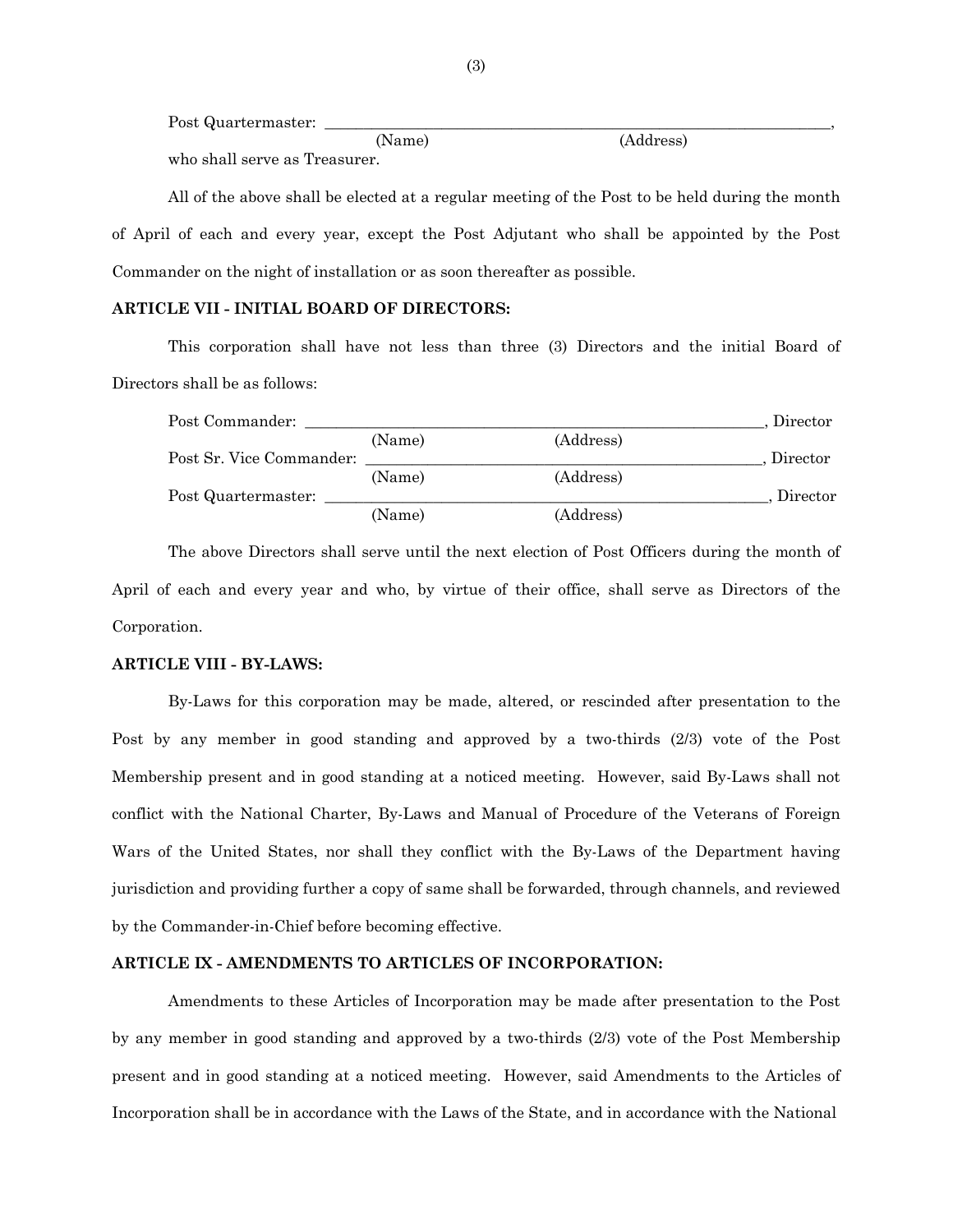Post Quartermaster: ________________________________________________________________,
(Name) (Address)
who shall serve as Treasurer.

All of the above shall be elected at a regular meeting of the Post to be held during the month of April of each and every year, except the Post Adjutant who shall be appointed by the Post Commander on the night of installation or as soon thereafter as possible.

**ARTICLE VII - INITIAL BOARD OF DIRECTORS:**

This corporation shall have not less than three (3) Directors and the initial Board of Directors shall be as follows:

Post Commander: __________________________________________________________, Director
(Name) (Address)
Post Sr. Vice Commander: __________________________________________________, Director
(Name) (Address)
Post Quartermaster: _______________________________________________________, Director
(Name) (Address)

The above Directors shall serve until the next election of Post Officers during the month of April of each and every year and who, by virtue of their office, shall serve as Directors of the Corporation.

**ARTICLE VIII - BY-LAWS:**

By-Laws for this corporation may be made, altered, or rescinded after presentation to the Post by any member in good standing and approved by a two-thirds (2/3) vote of the Post Membership present and in good standing at a noticed meeting. However, said By-Laws shall not conflict with the National Charter, By-Laws and Manual of Procedure of the Veterans of Foreign Wars of the United States, nor shall they conflict with the By-Laws of the Department having jurisdiction and providing further a copy of same shall be forwarded, through channels, and reviewed by the Commander-in-Chief before becoming effective.

**ARTICLE IX - AMENDMENTS TO ARTICLES OF INCORPORATION:**

Amendments to these Articles of Incorporation may be made after presentation to the Post by any member in good standing and approved by a two-thirds (2/3) vote of the Post Membership present and in good standing at a noticed meeting. However, said Amendments to the Articles of Incorporation shall be in accordance with the Laws of the State, and in accordance with the National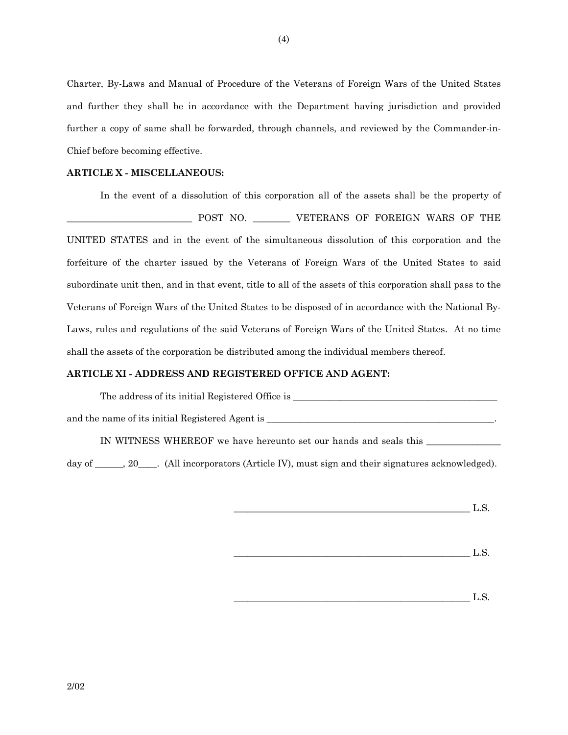Charter, By-Laws and Manual of Procedure of the Veterans of Foreign Wars of the United States and further they shall be in accordance with the Department having jurisdiction and provided further a copy of same shall be forwarded, through channels, and reviewed by the Commander-in-Chief before becoming effective.

**ARTICLE X - MISCELLANEOUS:**

In the event of a dissolution of this corporation all of the assets shall be the property of ___________________________ POST NO. ________ VETERANS OF FOREIGN WARS OF THE UNITED STATES and in the event of the simultaneous dissolution of this corporation and the forfeiture of the charter issued by the Veterans of Foreign Wars of the United States to said subordinate unit then, and in that event, title to all of the assets of this corporation shall pass to the Veterans of Foreign Wars of the United States to be disposed of in accordance with the National By-Laws, rules and regulations of the said Veterans of Foreign Wars of the United States. At no time shall the assets of the corporation be distributed among the individual members thereof.

**ARTICLE XI - ADDRESS AND REGISTERED OFFICE AND AGENT:**

The address of its initial Registered Office is _______________________________________________ and the name of its initial Registered Agent is ___________________________________________________.

IN WITNESS WHEREOF we have hereunto set our hands and seals this ________________ day of ______, 20____. (All incorporators (Article IV), must sign and their signatures acknowledged).

_____________________________________________________ L.S.

_____________________________________________________ L.S.

_____________________________________________________ L.S.

2/02